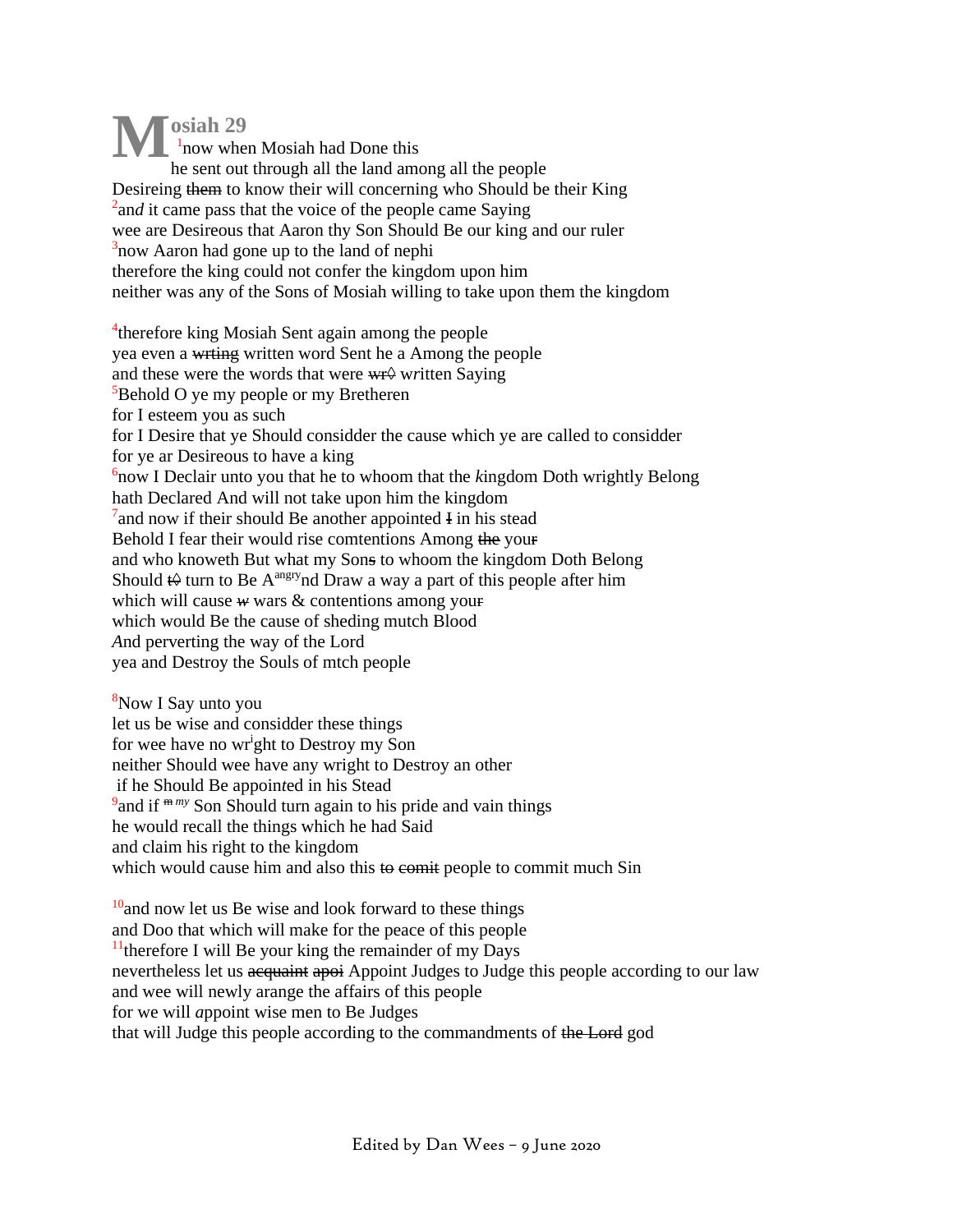# Mosiah 29

[1]now when Mosiah had Done this
he sent out through all the land among all the people
Desireing ~~them~~ to know their will concerning who Should be their King
[2]and it came pass that the voice of the people came Saying
wee are Desireous that Aaron thy Son Should Be our king and our ruler
[3]now Aaron had gone up to the land of nephi
therefore the king could not confer the kingdom upon him
neither was any of the Sons of Mosiah willing to take upon them the kingdom

[4]therefore king Mosiah Sent again among the people
yea even a ~~wrting~~ written word Sent he a Among the people
and these were the words that were ~~wr◊~~ written Saying
[5]Behold O ye my people or my Bretheren
for I esteem you as such
for I Desire that ye Should considder the cause which ye are called to considder
for ye ar Desireous to have a king
[6]now I Declair unto you that he to whoom that the *k*ingdom Doth wrightly Belong
hath Declared And will not take upon him the kingdom
[7]and now if their should Be another appointed ~~I~~ in his stead
Behold I fear their would rise comtentions Among ~~the~~ your
and who knoweth But what my Sons to whoom the kingdom Doth Belong
Should ~~t◊~~ turn to Be A[angry]nd Draw a way a part of this people after him
which will cause ~~w~~ wars & contentions among your
which would Be the cause of sheding mutch Blood
*A*nd perverting the way of the Lord
yea and Destroy the Souls of mtch people

[8]Now I Say unto you
let us be wise and considder these things
for wee have no wright to Destroy my Son
neither Should wee have any wright to Destroy an other
if he Should Be appointed in his Stead
[9]and if ~~m~~ *my* Son Should turn again to his pride and vain things
he would recall the things which he had Said
and claim his right to the kingdom
which would cause him and also this ~~to comit~~ people to commit much Sin

[10]and now let us Be wise and look forward to these things
and Doo that which will make for the peace of this people
[11]therefore I will Be your king the remainder of my Days
nevertheless let us ~~acquaint~~ ~~apoi~~ Appoint Judges to Judge this people according to our law
and wee will newly arange the affairs of this people
for we will *a*ppoint wise men to Be Judges
that will Judge this people according to the commandments of ~~the Lord~~ god

Edited by Dan Wees – 9 June 2020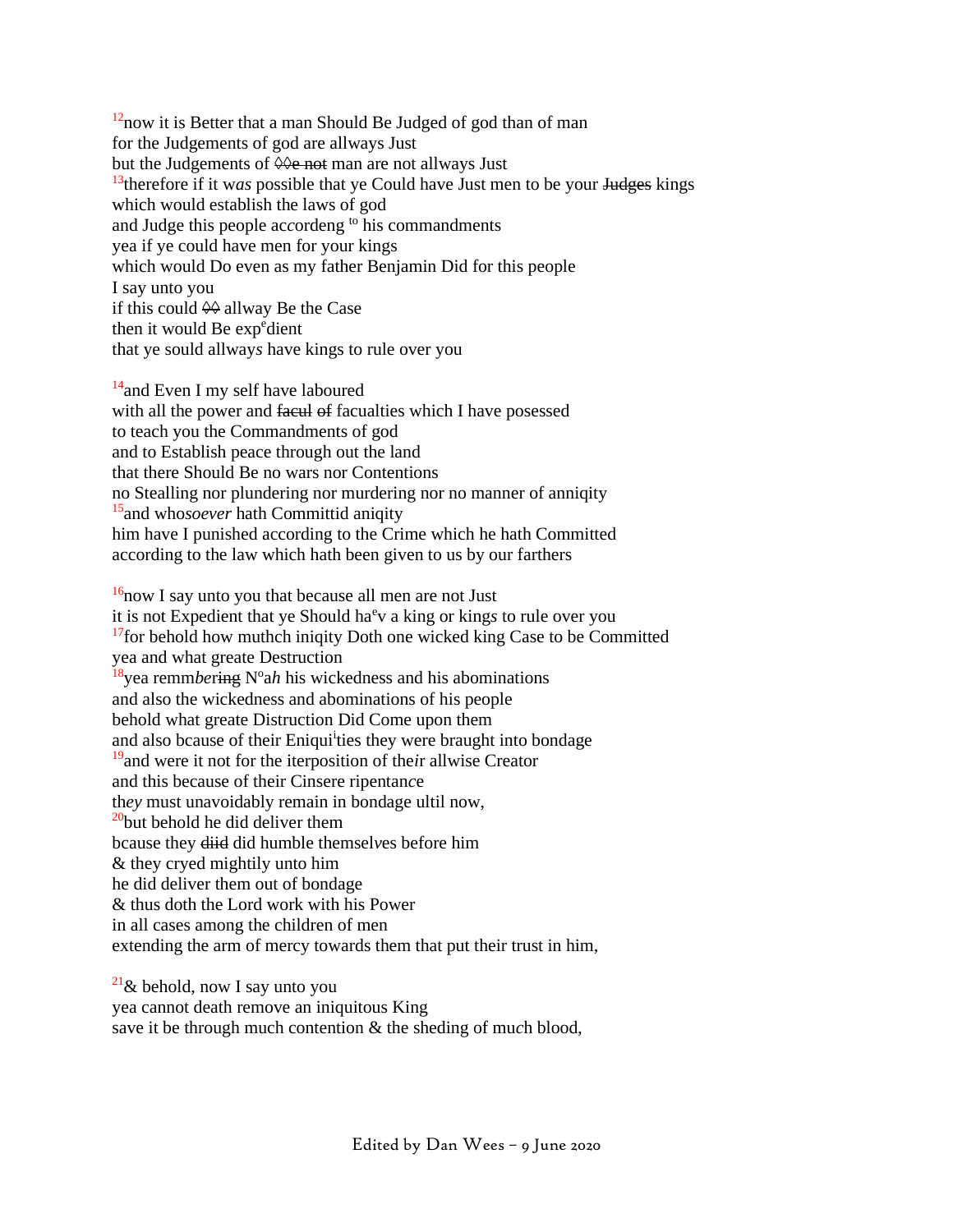[12]now it is Better that a man Should Be Judged of god than of man
for the Judgements of god are allways Just
but the Judgements of ~~◊◊e not~~ man are not allways Just
[13]therefore if it w*as* possible that ye Could have Just men to be your ~~Judges~~ kings
which would establish the laws of god
and Judge this people ac*c*ordeng [to] his commandments
yea if ye could have men for your kings
which would Do even as my father Benjamin Did for this people
I say unto you
if this could ~~◊◊~~ allway Be the Case
then it would Be exp[e]dient
that ye sould allway*s* have kings to rule over you

[14]and Even I my self have laboured
with all the power and ~~facul of~~ facualties which I have posessed
to teach you the Commandments of god
and to Establish peace through out the land
that there Should Be no wars nor Contentions
no Stealling nor plundering nor murdering nor no manner of anniqity
[15]and who*soever* hath Committid aniqity
him have I punished according to the Crime which he hath Committed
according to the law which hath been given to us by our farthers

[16]now I say unto you that because all men are not Just
it is not Expedient that ye Should ha[e]v a king or king*s* to rule over you
[17]for behold how muthch iniqity Doth one wicked king Case to be Committed
yea and what greate Destruction
[18]yea remm*be*r~~ing~~ N[o]a*h* his wickedness and his abominations
and also the wickedness and abominations of his people
behold what greate Distruction Did Come upon them
and also bcause of their Eniqui[i]ties they were braught into bondage
[19]and were it not for the iterposition of the*ir* allwise Creator
and this because of their Cinsere ripentan*c*e
th*ey* must unavoidably remain in bondage ultil now,
[20]but behold he did deliver them
bcause they ~~diid~~ did humble themsel*v*es before him
& they cryed mightily unto him
he did deliver them out of bondage
& thus doth the Lord work with his Power
in all cases among the children of men
extending the arm of mercy towards them that put their trust in him,

[21]& behold, now I say unto you
yea cannot death remove an iniquitous King
save it be through much contention & the sheding of mu*c*h blood,

Edited by Dan Wees – 9 June 2020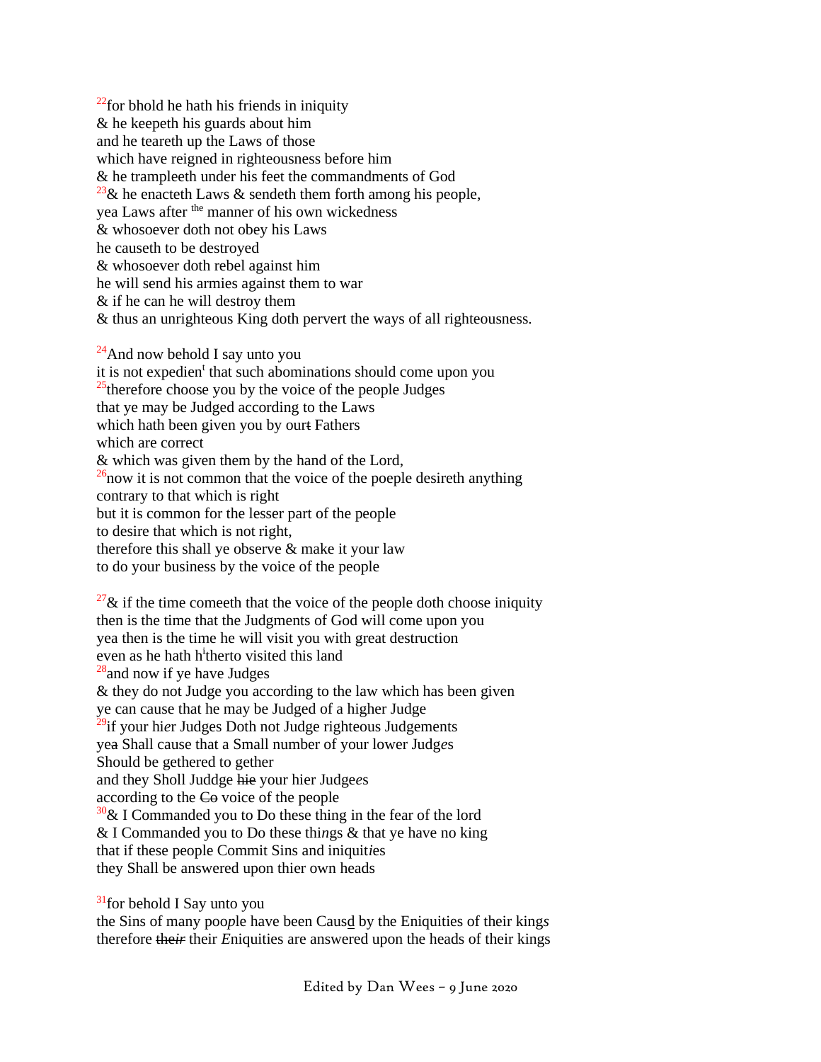[22]for bhold he hath his friends in iniquity
& he keepeth his guards about him
and he teareth up the Laws of those
which have reigned in righteousness before him
& he trampleeth under his feet the commandments of God
[23]& he enacteth Laws & sendeth them forth among his people,
yea Laws after [the] manner of his own wickedness
& whosoever doth not obey his Laws
he causeth to be destroyed
& whosoever doth rebel against him
he will send his armies against them to war
& if he can he will destroy them
& thus an unrighteous King doth pervert the ways of all righteousness.

[24]And now behold I say unto you
it is not expedien[t] that such abominations should come upon you
[25]therefore choose you by the voice of the people Judges
that ye may be Judged according to the Laws
which hath been given you by ou~~r~~t Fathers
which are correct
& which was given them by the hand of the Lord,
[26]now it is not common that the voice of the poeple desireth anything
contrary to that which is right
but it is common for the lesser part of the people
to desire that which is not right,
therefore this shall ye observe & make it your law
to do your business by the voice of the people

[27]& if the time comeeth that the voice of the people doth choose iniquity
then is the time that the Judgments of God will come upon you
yea then is the time he will visit you with great destruction
even as he hath h[i]therto visited this land
[28]and now if ye have Judges
& they do not Judge you according to the law which has been given
ye can cause that he may be Judged of a higher Judge
[29]if your hi*e*r Judges Doth not Judge righteous Judgements
ye~~a~~ Shall cause that a Small number of your lower Judg*e*s
Should be gethered to gether
and they Sholl Juddge ~~hie~~ your hier Judge*e*s
according to the ~~Co~~ voice of the people
[30]& I Commanded you to Do these thing in the fear of the lord
& I Commanded you to Do these thi*n*gs & that ye have no king
that if these people Commit Sins and iniquit*i*es
they Shall be answered upon thier own heads

[31]for behold I Say unto you
the Sins of many poo*p*le have been Caus<u>d</u> by the Eniquities of their king*s*
therefore ~~the*ir*~~ their *E*niquities are answered upon the heads of their kings

Edited by Dan Wees – 9 June 2020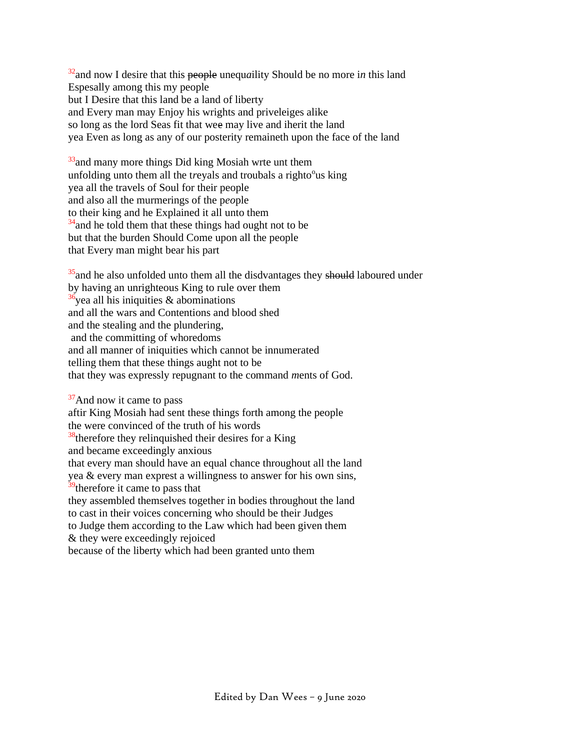[32]and now I desire that this ~~people~~ unequ*a*ility Should be no more i*n* this land
Espesally among this my people
but I Desire that this land be a land of liberty
and Every man may Enjoy his wrights and priveleiges alike
so long as the lord Seas fit that wee may live and iherit the land
yea Even as long as any of our posterity remaineth upon the face of the land

[33]and many more things Did king Mosiah wrte unt them
unfolding unto them all the t*r*eyals and troubals a righto[o]us king
yea all the travels of Soul for their people
and also all the murmerings of the p*eo*ple
to their king and he Explained it all unto them
[34]and he told them that these things had ought not to be
but that the burden Should Come upon all the people
that Every man might bear his part

[35]and he also unfolded unto them all the disdvantages they ~~should~~ laboured under
by having an unrighteous King to rule over them
[36]yea all his iniquities & abominations
and all the wars and Contentions and blood shed
and the stealing and the plundering,
and the committing of whoredoms
and all manner of iniquities which cannot be innumerated
telling them that these things aught not to be
that they was expressly repugnant to the command *m*ents of God.

[37]And now it came to pass
aftir King Mosiah had sent these things forth among the people
the were convinced of the truth of his words
[38]therefore they relinquished their desires for a King
and became exceedingly anxious
that every man should have an equal chance throughout all the land
yea & every man exprest a willingness to answer for his own sins,
[39]therefore it came to pass that
they assembled themselves together in bodies throughout the land
to cast in their voices concerning who should be their Judges
to Judge them according to the Law which had been given them
& they were exceedingly rejoiced
because of the liberty which had been granted unto them

Edited by Dan Wees – 9 June 2020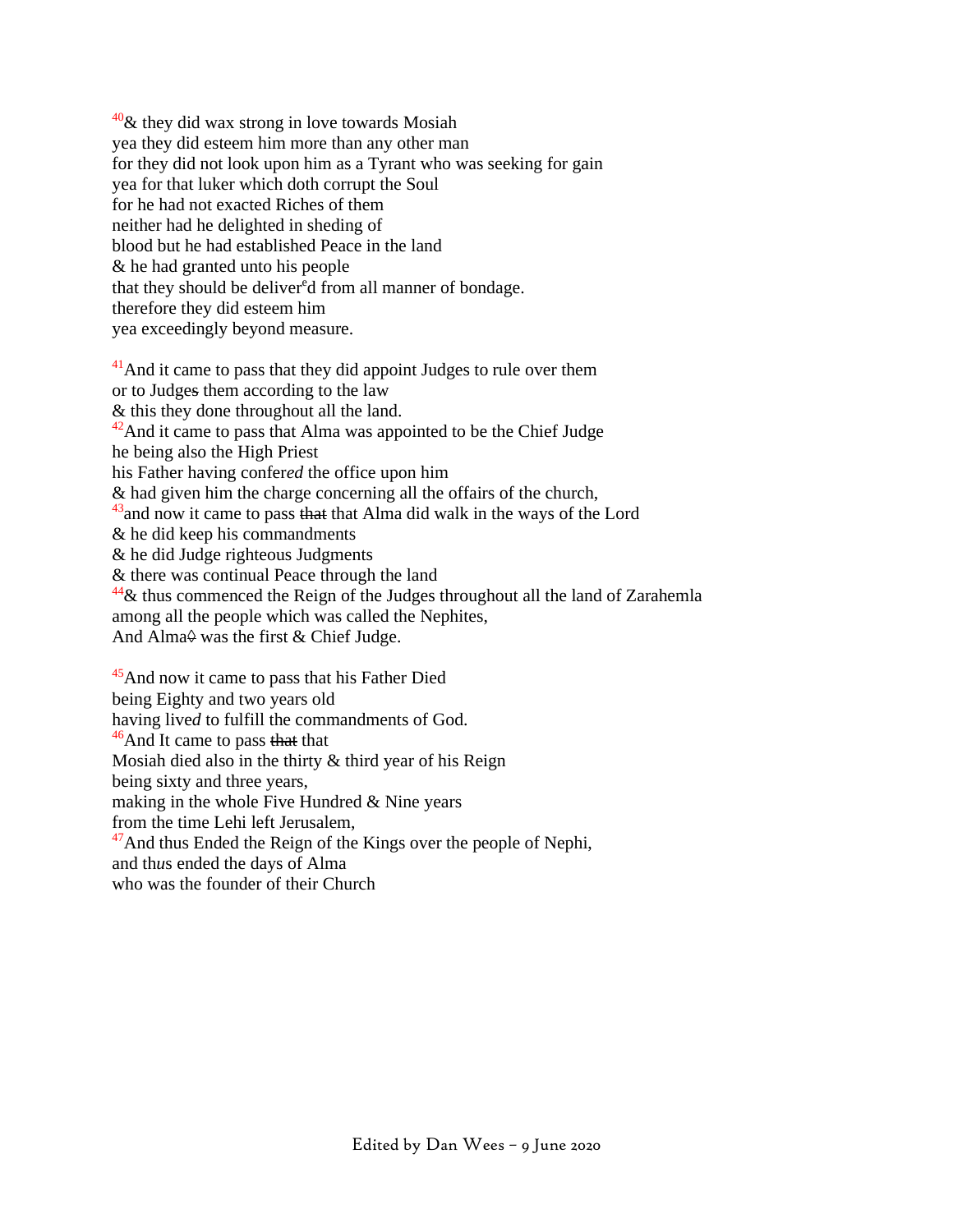[40]& they did wax strong in love towards Mosiah
yea they did esteem him more than any other man
for they did not look upon him as a Tyrant who was seeking for gain
yea for that luker which doth corrupt the Soul
for he had not exacted Riches of them
neither had he delighted in sheding of
blood but he had established Peace in the land
& he had granted unto his people
that they should be deliver[e]d from all manner of bondage.
therefore they did esteem him
yea exceedingly beyond measure.

[41]And it came to pass that they did appoint Judges to rule over them
or to Judge~~s~~ them according to the law
& this they done throughout all the land.
[42]And it came to pass that Alma was appointed to be the Chief Judge
he being also the High Priest
his Father having confer*ed* the office upon him
& had given him the charge concerning all the offairs of the church,
[43]and now it came to pass ~~that~~ that Alma did walk in the ways of the Lord
& he did keep his commandments
& he did Judge righteous Judgments
& there was continual Peace through the land
[44]& thus commenced the Reign of the Judges throughout all the land of Zarahemla
among all the people which was called the Nephites,
And Alma~~♤~~ was the first & Chief Judge.

[45]And now it came to pass that his Father Died
being Eighty and two years old
having live*d* to fulfill the commandments of God.
[46]And It came to pass ~~that~~ that
Mosiah died also in the thirty & third year of his Reign
being sixty and three years,
making in the whole Five Hundred & Nine years
from the time Lehi left Jerusalem,
[47]And thus Ended the Reign of the Kings over the people of Nephi,
and th*u*s ended the days of Alma
who was the founder of their Church

Edited by Dan Wees – 9 June 2020